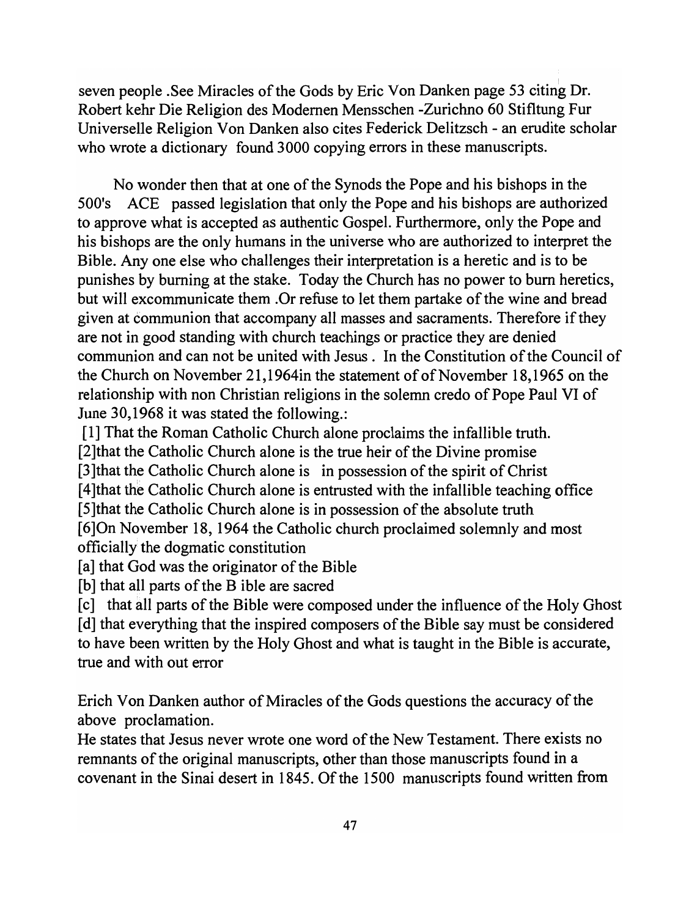seven people .See Miracles of the Gods by Eric Von Danken page 53 citing Dr. Robert kehr Die Religion des Modernen Mensschen -Zurichno 60 Stifltung Fur Universelle Religion Von Danken also cites Federick Delitzsch - an erudite scholar who wrote a dictionary found 3000 copying errors in these manuscripts.

No wonder then that at one of the Synods the Pope and his bishops in the 500's ACE passed legislation that only the Pope and his bishops are authorized to approve what is accepted as authentic Gospel. Furthermore, only the Pope and his bishops are the only humans in the universe who are authorized to interpret the Bible. Any one else who challenges their interpretation is a heretic and is to be punishes by burning at the stake. Today the Church has no power to burn heretics, but will excommunicate them .Or refuse to let them partake of the wine and bread given at communion that accompany all masses and sacraments. Therefore if they are not in good standing with church teachings or practice they are denied communion and can not be united with Jesus . In the Constitution of the Council of the Church on November 21,1964in the statement of of November 18,1965 on the relationship with non Christian religions in the solemn credo of Pope Paul VI of June 30,1968 it was stated the following.:

[1] That the Roman Catholic Church alone proclaims the infallible truth.
[2]that the Catholic Church alone is the true heir of the Divine promise
[3]that the Catholic Church alone is in possession of the spirit of Christ
[4]that the Catholic Church alone is entrusted with the infallible teaching office
[5]that the Catholic Church alone is in possession of the absolute truth
[6]On November 18, 1964 the Catholic church proclaimed solemnly and most officially the dogmatic constitution
[a] that God was the originator of the Bible
[b] that all parts of the B ible are sacred
[c] that all parts of the Bible were composed under the influence of the Holy Ghost
[d] that everything that the inspired composers of the Bible say must be considered to have been written by the Holy Ghost and what is taught in the Bible is accurate, true and with out error

Erich Von Danken author of Miracles of the Gods questions the accuracy of the above proclamation.
He states that Jesus never wrote one word of the New Testament. There exists no remnants of the original manuscripts, other than those manuscripts found in a covenant in the Sinai desert in 1845. Of the 1500 manuscripts found written from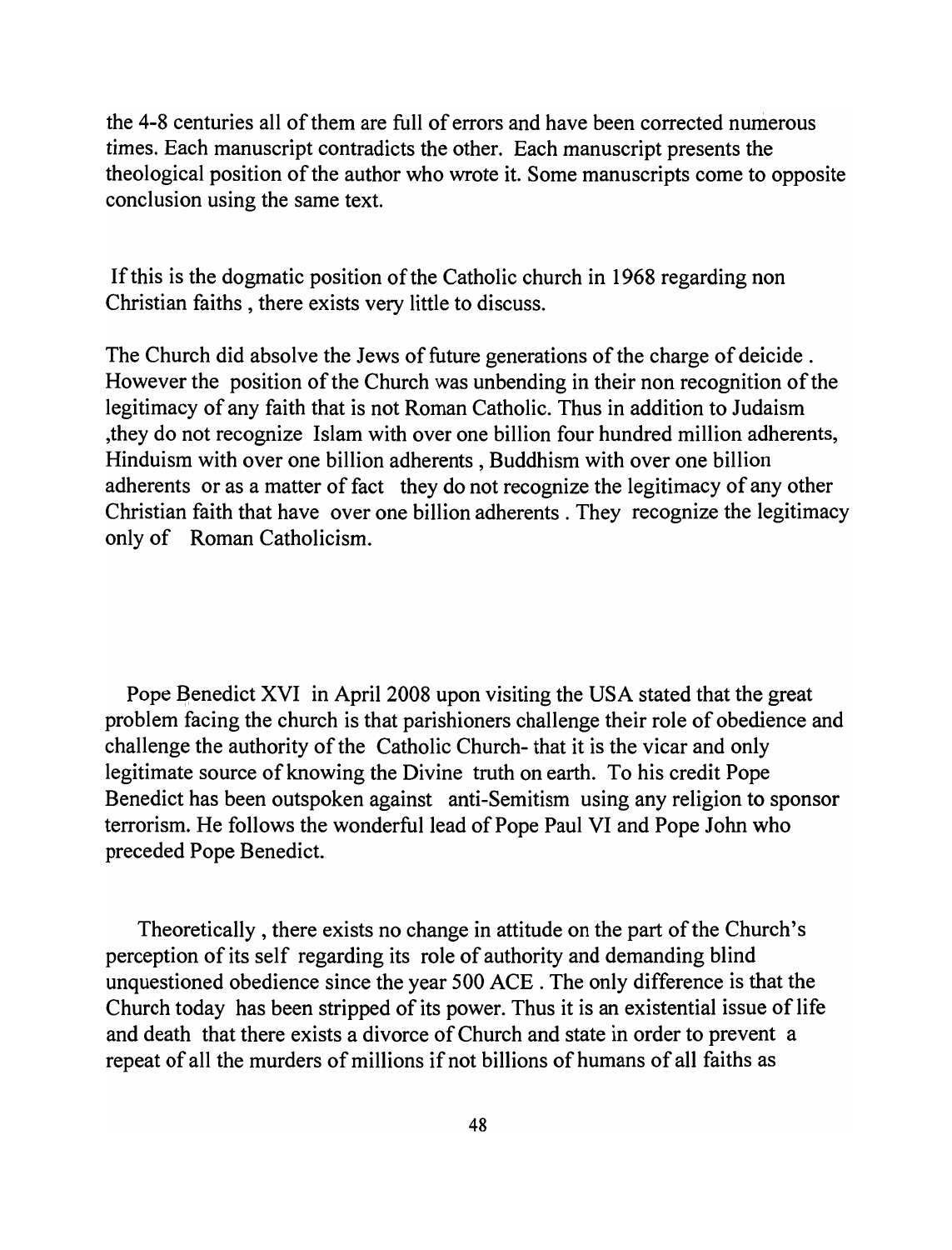the 4-8 centuries all of them are full of errors and have been corrected numerous times. Each manuscript contradicts the other. Each manuscript presents the theological position of the author who wrote it. Some manuscripts come to opposite conclusion using the same text.

If this is the dogmatic position of the Catholic church in 1968 regarding non Christian faiths , there exists very little to discuss.

The Church did absolve the Jews of future generations of the charge of deicide . However the position of the Church was unbending in their non recognition of the legitimacy of any faith that is not Roman Catholic. Thus in addition to Judaism ,they do not recognize Islam with over one billion four hundred million adherents, Hinduism with over one billion adherents , Buddhism with over one billion adherents or as a matter of fact they do not recognize the legitimacy of any other Christian faith that have over one billion adherents . They recognize the legitimacy only of Roman Catholicism.

Pope Benedict XVI in April 2008 upon visiting the USA stated that the great problem facing the church is that parishioners challenge their role of obedience and challenge the authority of the Catholic Church- that it is the vicar and only legitimate source of knowing the Divine truth on earth. To his credit Pope Benedict has been outspoken against anti-Semitism using any religion to sponsor terrorism. He follows the wonderful lead of Pope Paul VI and Pope John who preceded Pope Benedict.

Theoretically , there exists no change in attitude on the part of the Church's perception of its self regarding its role of authority and demanding blind unquestioned obedience since the year 500 ACE . The only difference is that the Church today has been stripped of its power. Thus it is an existential issue of life and death that there exists a divorce of Church and state in order to prevent a repeat of all the murders of millions if not billions of humans of all faiths as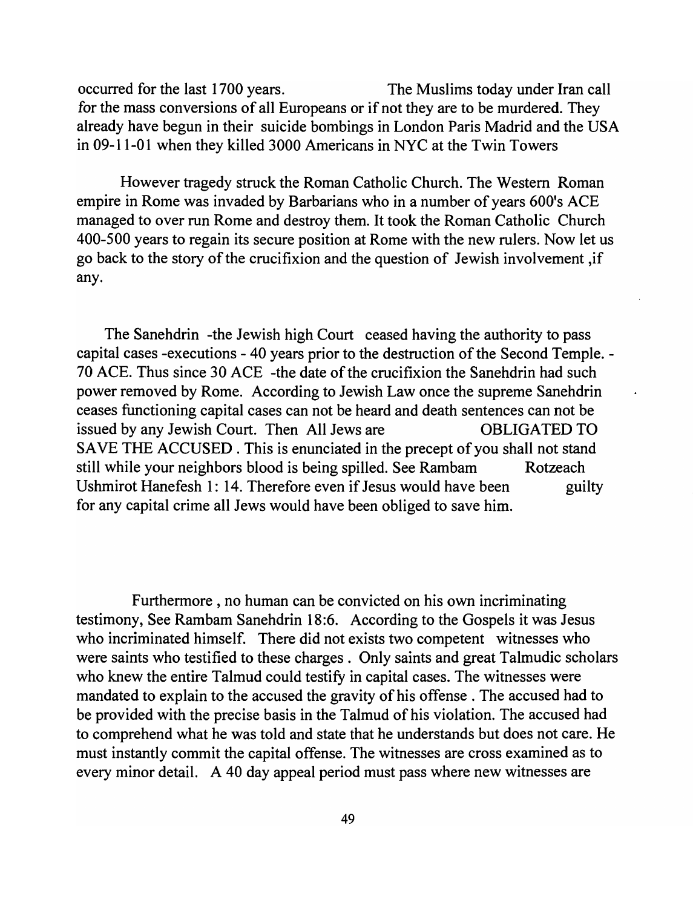occurred for the last 1700 years. The Muslims today under Iran call for the mass conversions of all Europeans or if not they are to be murdered. They already have begun in their suicide bombings in London Paris Madrid and the USA in 09-11-01 when they killed 3000 Americans in NYC at the Twin Towers

However tragedy struck the Roman Catholic Church. The Western Roman empire in Rome was invaded by Barbarians who in a number of years 600's ACE managed to over run Rome and destroy them. It took the Roman Catholic Church 400-500 years to regain its secure position at Rome with the new rulers. Now let us go back to the story of the crucifixion and the question of Jewish involvement ,if any.

The Sanehdrin -the Jewish high Court ceased having the authority to pass capital cases -executions - 40 years prior to the destruction of the Second Temple. - 70 ACE. Thus since 30 ACE -the date of the crucifixion the Sanehdrin had such power removed by Rome. According to Jewish Law once the supreme Sanehdrin ceases functioning capital cases can not be heard and death sentences can not be issued by any Jewish Court. Then All Jews are OBLIGATED TO SAVE THE ACCUSED . This is enunciated in the precept of you shall not stand still while your neighbors blood is being spilled. See Rambam Rotzeach Ushmirot Hanefesh 1: 14. Therefore even if Jesus would have been guilty for any capital crime all Jews would have been obliged to save him.

Furthermore , no human can be convicted on his own incriminating testimony, See Rambam Sanehdrin 18:6. According to the Gospels it was Jesus who incriminated himself. There did not exists two competent witnesses who were saints who testified to these charges . Only saints and great Talmudic scholars who knew the entire Talmud could testify in capital cases. The witnesses were mandated to explain to the accused the gravity of his offense . The accused had to be provided with the precise basis in the Talmud of his violation. The accused had to comprehend what he was told and state that he understands but does not care. He must instantly commit the capital offense. The witnesses are cross examined as to every minor detail. A 40 day appeal period must pass where new witnesses are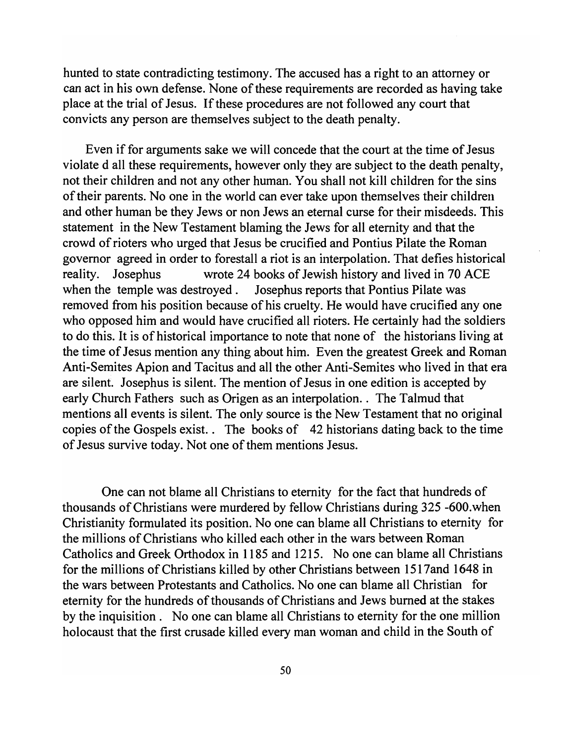hunted to state contradicting testimony. The accused has a right to an attorney or can act in his own defense. None of these requirements are recorded as having take place at the trial of Jesus. If these procedures are not followed any court that convicts any person are themselves subject to the death penalty.

Even if for arguments sake we will concede that the court at the time of Jesus violate d all these requirements, however only they are subject to the death penalty, not their children and not any other human. You shall not kill children for the sins of their parents. No one in the world can ever take upon themselves their children and other human be they Jews or non Jews an eternal curse for their misdeeds. This statement in the New Testament blaming the Jews for all eternity and that the crowd of rioters who urged that Jesus be crucified and Pontius Pilate the Roman governor agreed in order to forestall a riot is an interpolation. That defies historical reality. Josephus wrote 24 books of Jewish history and lived in 70 ACE when the temple was destroyed . Josephus reports that Pontius Pilate was removed from his position because of his cruelty. He would have crucified any one who opposed him and would have crucified all rioters. He certainly had the soldiers to do this. It is of historical importance to note that none of the historians living at the time of Jesus mention any thing about him. Even the greatest Greek and Roman Anti-Semites Apion and Tacitus and all the other Anti-Semites who lived in that era are silent. Josephus is silent. The mention of Jesus in one edition is accepted by early Church Fathers such as Origen as an interpolation.. The Talmud that mentions all events is silent. The only source is the New Testament that no original copies of the Gospels exist.. The books of 42 historians dating back to the time of Jesus survive today. Not one of them mentions Jesus.

One can not blame all Christians to eternity for the fact that hundreds of thousands of Christians were murdered by fellow Christians during 325 -600.when Christianity formulated its position. No one can blame all Christians to eternity for the millions of Christians who killed each other in the wars between Roman Catholics and Greek Orthodox in 1185 and 1215. No one can blame all Christians for the millions of Christians killed by other Christians between 1517and 1648 in the wars between Protestants and Catholics. No one can blame all Christian for eternity for the hundreds of thousands of Christians and Jews burned at the stakes by the inquisition . No one can blame all Christians to eternity for the one million holocaust that the first crusade killed every man woman and child in the South of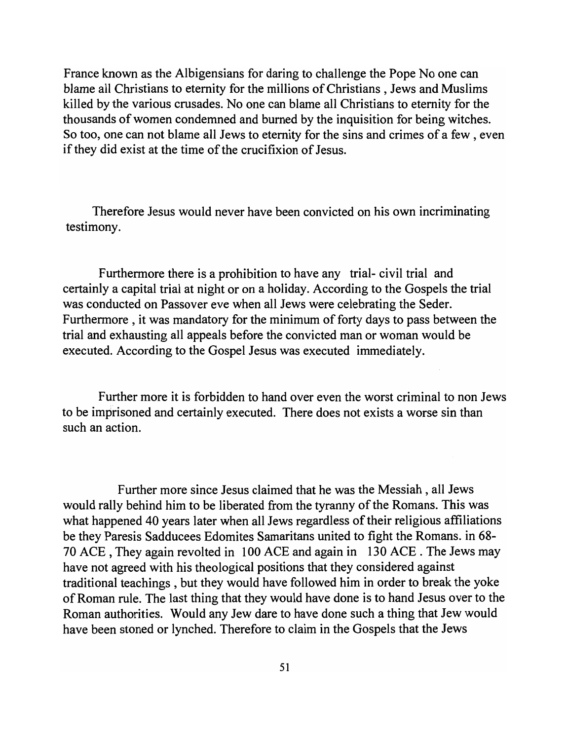France known as the Albigensians for daring to challenge the Pope No one can blame all Christians to eternity for the millions of Christians , Jews and Muslims killed by the various crusades. No one can blame all Christians to eternity for the thousands of women condemned and burned by the inquisition for being witches. So too, one can not blame all Jews to eternity for the sins and crimes of a few , even if they did exist at the time of the crucifixion of Jesus.

Therefore Jesus would never have been convicted on his own incriminating testimony.

Furthermore there is a prohibition to have any trial- civil trial and certainly a capital trial at night or on a holiday. According to the Gospels the trial was conducted on Passover eve when all Jews were celebrating the Seder. Furthermore , it was mandatory for the minimum of forty days to pass between the trial and exhausting all appeals before the convicted man or woman would be executed. According to the Gospel Jesus was executed immediately.

Further more it is forbidden to hand over even the worst criminal to non Jews to be imprisoned and certainly executed. There does not exists a worse sin than such an action.

Further more since Jesus claimed that he was the Messiah , all Jews would rally behind him to be liberated from the tyranny of the Romans. This was what happened 40 years later when all Jews regardless of their religious affiliations be they Paresis Sadducees Edomites Samaritans united to fight the Romans. in 68-70 ACE , They again revolted in 100 ACE and again in 130 ACE . The Jews may have not agreed with his theological positions that they considered against traditional teachings , but they would have followed him in order to break the yoke of Roman rule. The last thing that they would have done is to hand Jesus over to the Roman authorities. Would any Jew dare to have done such a thing that Jew would have been stoned or lynched. Therefore to claim in the Gospels that the Jews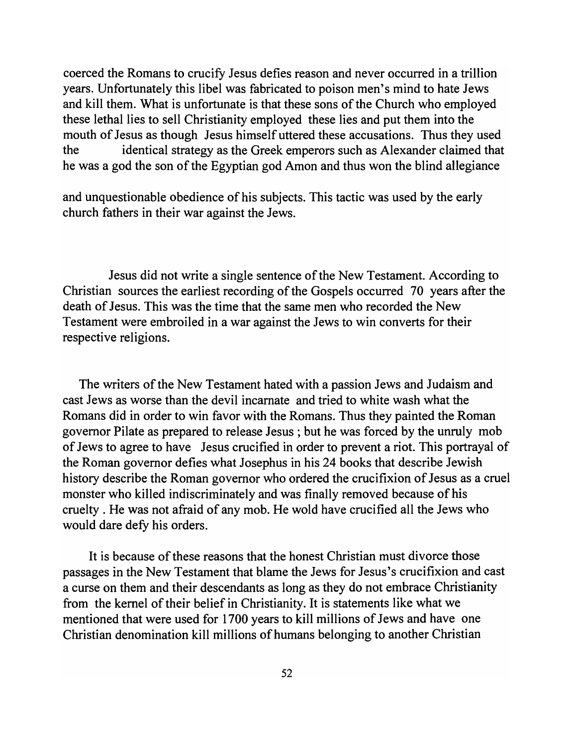coerced the Romans to crucify Jesus defies reason and never occurred in a trillion years. Unfortunately this libel was fabricated to poison men's mind to hate Jews and kill them. What is unfortunate is that these sons of the Church who employed these lethal lies to sell Christianity employed these lies and put them into the mouth of Jesus as though Jesus himself uttered these accusations. Thus they used the identical strategy as the Greek emperors such as Alexander claimed that he was a god the son of the Egyptian god Amon and thus won the blind allegiance

and unquestionable obedience of his subjects. This tactic was used by the early church fathers in their war against the Jews.

Jesus did not write a single sentence of the New Testament. According to Christian sources the earliest recording of the Gospels occurred 70 years after the death of Jesus. This was the time that the same men who recorded the New Testament were embroiled in a war against the Jews to win converts for their respective religions.

The writers of the New Testament hated with a passion Jews and Judaism and cast Jews as worse than the devil incarnate and tried to white wash what the Romans did in order to win favor with the Romans. Thus they painted the Roman governor Pilate as prepared to release Jesus ; but he was forced by the unruly mob of Jews to agree to have Jesus crucified in order to prevent a riot. This portrayal of the Roman governor defies what Josephus in his 24 books that describe Jewish history describe the Roman governor who ordered the crucifixion of Jesus as a cruel monster who killed indiscriminately and was finally removed because of his cruelty . He was not afraid of any mob. He wold have crucified all the Jews who would dare defy his orders.

It is because of these reasons that the honest Christian must divorce those passages in the New Testament that blame the Jews for Jesus's crucifixion and cast a curse on them and their descendants as long as they do not embrace Christianity from the kernel of their belief in Christianity. It is statements like what we mentioned that were used for 1700 years to kill millions of Jews and have one Christian denomination kill millions of humans belonging to another Christian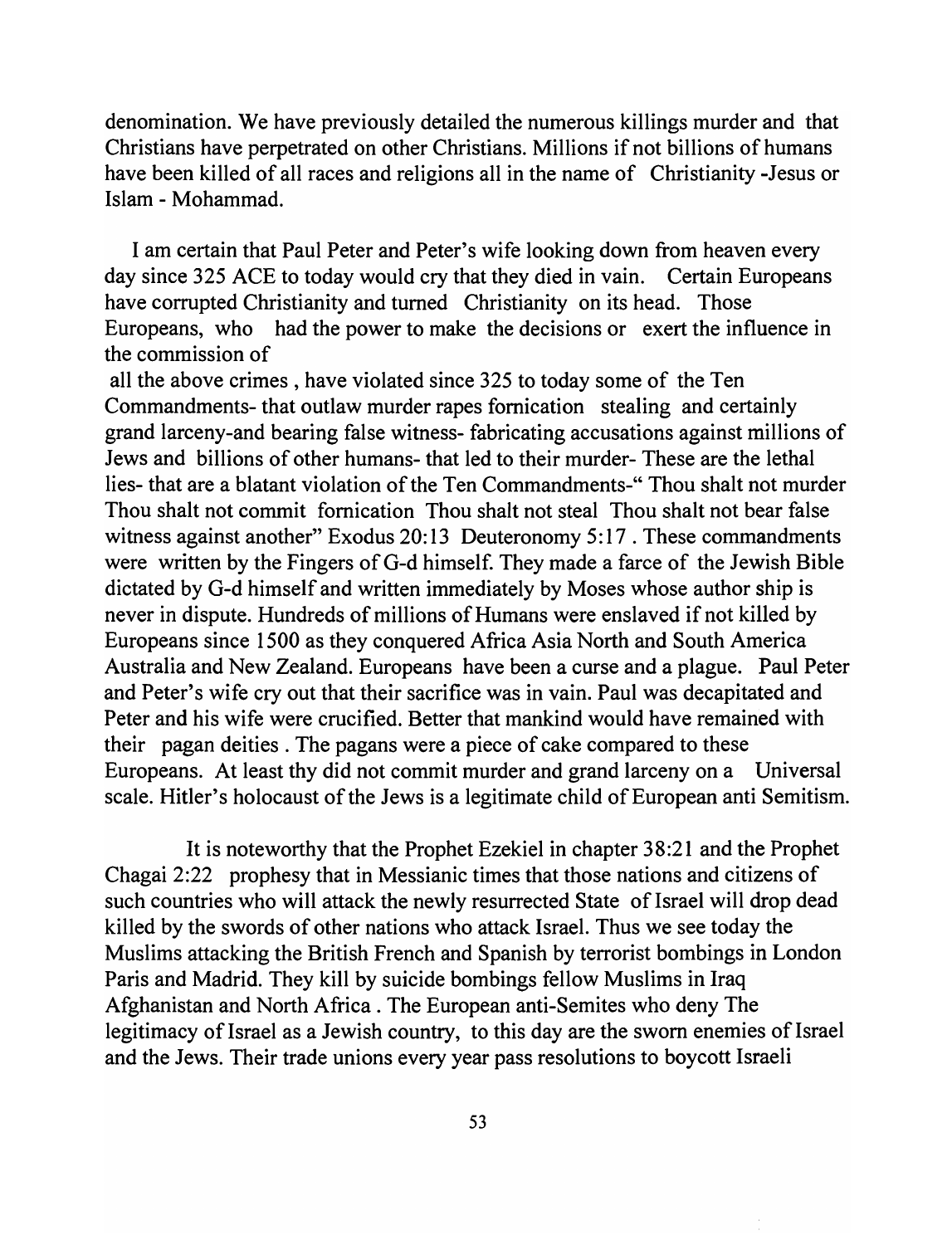denomination. We have previously detailed the numerous killings murder and that Christians have perpetrated on other Christians. Millions if not billions of humans have been killed of all races and religions all in the name of Christianity -Jesus or Islam - Mohammad.

I am certain that Paul Peter and Peter's wife looking down from heaven every day since 325 ACE to today would cry that they died in vain. Certain Europeans have corrupted Christianity and turned Christianity on its head. Those Europeans, who had the power to make the decisions or exert the influence in the commission of all the above crimes , have violated since 325 to today some of the Ten Commandments- that outlaw murder rapes fornication stealing and certainly grand larceny-and bearing false witness- fabricating accusations against millions of Jews and billions of other humans- that led to their murder- These are the lethal lies- that are a blatant violation of the Ten Commandments-" Thou shalt not murder Thou shalt not commit fornication Thou shalt not steal Thou shalt not bear false witness against another" Exodus 20:13 Deuteronomy 5:17 . These commandments were written by the Fingers of G-d himself. They made a farce of the Jewish Bible dictated by G-d himself and written immediately by Moses whose author ship is never in dispute. Hundreds of millions of Humans were enslaved if not killed by Europeans since 1500 as they conquered Africa Asia North and South America Australia and New Zealand. Europeans have been a curse and a plague. Paul Peter and Peter's wife cry out that their sacrifice was in vain. Paul was decapitated and Peter and his wife were crucified. Better that mankind would have remained with their pagan deities . The pagans were a piece of cake compared to these Europeans. At least thy did not commit murder and grand larceny on a Universal scale. Hitler's holocaust of the Jews is a legitimate child of European anti Semitism.

It is noteworthy that the Prophet Ezekiel in chapter 38:21 and the Prophet Chagai 2:22 prophesy that in Messianic times that those nations and citizens of such countries who will attack the newly resurrected State of Israel will drop dead killed by the swords of other nations who attack Israel. Thus we see today the Muslims attacking the British French and Spanish by terrorist bombings in London Paris and Madrid. They kill by suicide bombings fellow Muslims in Iraq Afghanistan and North Africa . The European anti-Semites who deny The legitimacy of Israel as a Jewish country, to this day are the sworn enemies of Israel and the Jews. Their trade unions every year pass resolutions to boycott Israeli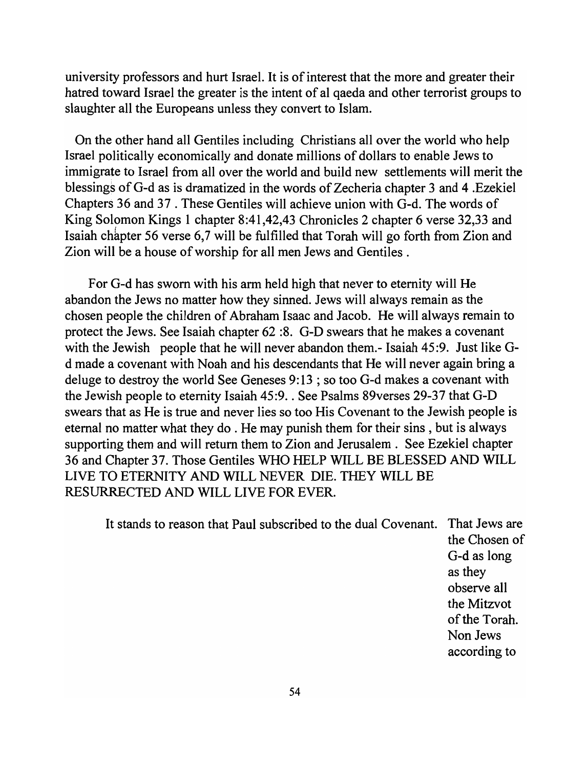university professors and hurt Israel. It is of interest that the more and greater their hatred toward Israel the greater is the intent of al qaeda and other terrorist groups to slaughter all the Europeans unless they convert to Islam.

On the other hand all Gentiles including Christians all over the world who help Israel politically economically and donate millions of dollars to enable Jews to immigrate to Israel from all over the world and build new settlements will merit the blessings of G-d as is dramatized in the words of Zecheria chapter 3 and 4 .Ezekiel Chapters 36 and 37 . These Gentiles will achieve union with G-d. The words of King Solomon Kings 1 chapter 8:41,42,43 Chronicles 2 chapter 6 verse 32,33 and Isaiah chapter 56 verse 6,7 will be fulfilled that Torah will go forth from Zion and Zion will be a house of worship for all men Jews and Gentiles .

For G-d has sworn with his arm held high that never to eternity will He abandon the Jews no matter how they sinned. Jews will always remain as the chosen people the children of Abraham Isaac and Jacob. He will always remain to protect the Jews. See Isaiah chapter 62 :8. G-D swears that he makes a covenant with the Jewish people that he will never abandon them.- Isaiah 45:9. Just like G-d made a covenant with Noah and his descendants that He will never again bring a deluge to destroy the world See Geneses 9:13 ; so too G-d makes a covenant with the Jewish people to eternity Isaiah 45:9. . See Psalms 89verses 29-37 that G-D swears that as He is true and never lies so too His Covenant to the Jewish people is eternal no matter what they do . He may punish them for their sins , but is always supporting them and will return them to Zion and Jerusalem . See Ezekiel chapter 36 and Chapter 37. Those Gentiles WHO HELP WILL BE BLESSED AND WILL LIVE TO ETERNITY AND WILL NEVER DIE. THEY WILL BE RESURRECTED AND WILL LIVE FOR EVER.

It stands to reason that Paul subscribed to the dual Covenant. That Jews are the Chosen of G-d as long as they observe all the Mitzvot of the Torah. Non Jews according to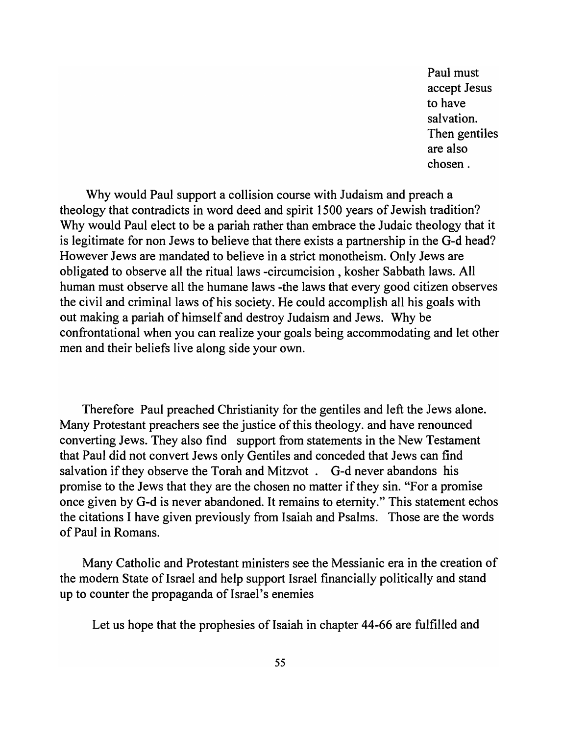Paul must accept Jesus to have salvation. Then gentiles are also chosen .

Why would Paul support a collision course with Judaism and preach a theology that contradicts in word deed and spirit 1500 years of Jewish tradition? Why would Paul elect to be a pariah rather than embrace the Judaic theology that it is legitimate for non Jews to believe that there exists a partnership in the G-d head? However Jews are mandated to believe in a strict monotheism. Only Jews are obligated to observe all the ritual laws -circumcision , kosher Sabbath laws. All human must observe all the humane laws -the laws that every good citizen observes the civil and criminal laws of his society. He could accomplish all his goals with out making a pariah of himself and destroy Judaism and Jews. Why be confrontational when you can realize your goals being accommodating and let other men and their beliefs live along side your own.

Therefore Paul preached Christianity for the gentiles and left the Jews alone. Many Protestant preachers see the justice of this theology. and have renounced converting Jews. They also find support from statements in the New Testament that Paul did not convert Jews only Gentiles and conceded that Jews can find salvation if they observe the Torah and Mitzvot . G-d never abandons his promise to the Jews that they are the chosen no matter if they sin. "For a promise once given by G-d is never abandoned. It remains to eternity." This statement echos the citations I have given previously from Isaiah and Psalms. Those are the words of Paul in Romans.

Many Catholic and Protestant ministers see the Messianic era in the creation of the modern State of Israel and help support Israel financially politically and stand up to counter the propaganda of Israel's enemies

Let us hope that the prophesies of Isaiah in chapter 44-66 are fulfilled and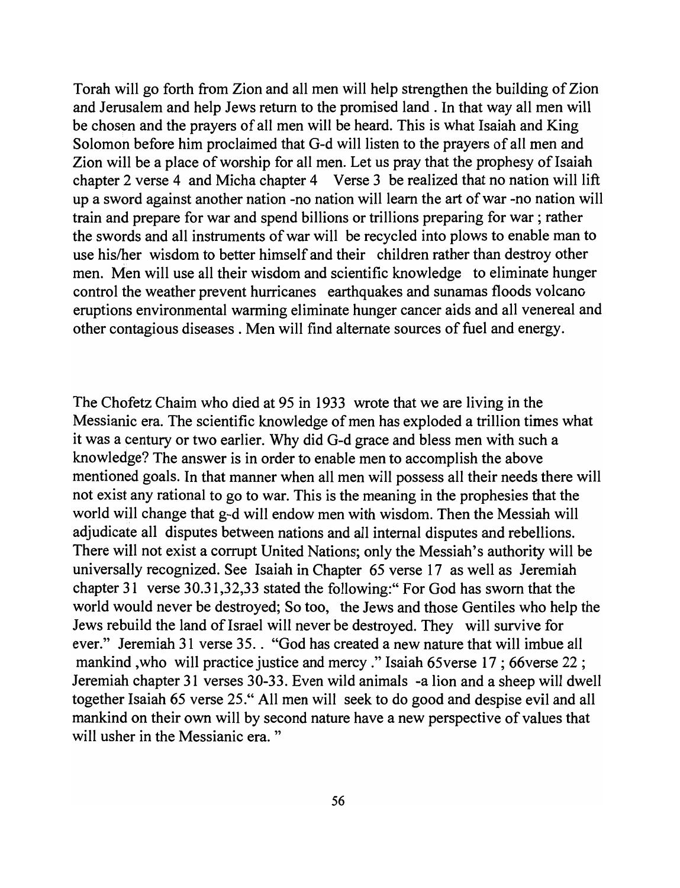Torah will go forth from Zion and all men will help strengthen the building of Zion and Jerusalem and help Jews return to the promised land . In that way all men will be chosen and the prayers of all men will be heard. This is what Isaiah and King Solomon before him proclaimed that G-d will listen to the prayers of all men and Zion will be a place of worship for all men. Let us pray that the prophesy of Isaiah chapter 2 verse 4 and Micha chapter 4 Verse 3 be realized that no nation will lift up a sword against another nation -no nation will learn the art of war -no nation will train and prepare for war and spend billions or trillions preparing for war ; rather the swords and all instruments of war will be recycled into plows to enable man to use his/her wisdom to better himself and their children rather than destroy other men. Men will use all their wisdom and scientific knowledge to eliminate hunger control the weather prevent hurricanes earthquakes and sunamas floods volcano eruptions environmental warming eliminate hunger cancer aids and all venereal and other contagious diseases . Men will find alternate sources of fuel and energy.

The Chofetz Chaim who died at 95 in 1933 wrote that we are living in the Messianic era. The scientific knowledge of men has exploded a trillion times what it was a century or two earlier. Why did G-d grace and bless men with such a knowledge? The answer is in order to enable men to accomplish the above mentioned goals. In that manner when all men will possess all their needs there will not exist any rational to go to war. This is the meaning in the prophesies that the world will change that g-d will endow men with wisdom. Then the Messiah will adjudicate all disputes between nations and all internal disputes and rebellions. There will not exist a corrupt United Nations; only the Messiah's authority will be universally recognized. See Isaiah in Chapter 65 verse 17 as well as Jeremiah chapter 31 verse 30.31,32,33 stated the following:" For God has sworn that the world would never be destroyed; So too, the Jews and those Gentiles who help the Jews rebuild the land of Israel will never be destroyed. They will survive for ever." Jeremiah 31 verse 35. . "God has created a new nature that will imbue all mankind ,who will practice justice and mercy ." Isaiah 65verse 17 ; 66verse 22 ; Jeremiah chapter 31 verses 30-33. Even wild animals -a lion and a sheep will dwell together Isaiah 65 verse 25." All men will seek to do good and despise evil and all mankind on their own will by second nature have a new perspective of values that will usher in the Messianic era. "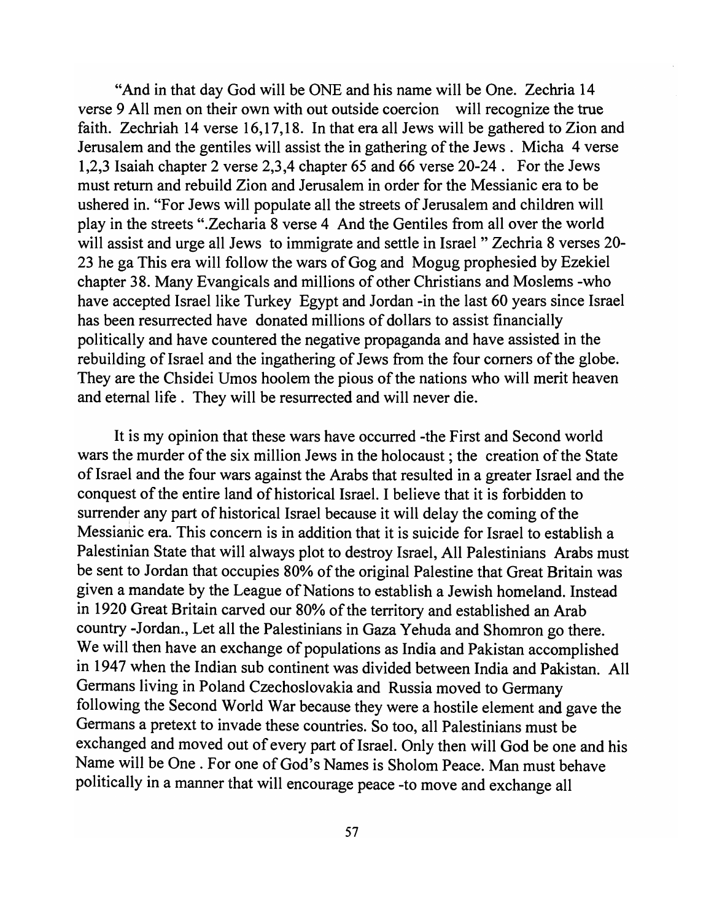"And in that day God will be ONE and his name will be One. Zechria 14 verse 9 All men on their own with out outside coercion  will recognize the true faith. Zechriah 14 verse 16,17,18. In that era all Jews will be gathered to Zion and Jerusalem and the gentiles will assist the in gathering of the Jews . Micha 4 verse 1,2,3 Isaiah chapter 2 verse 2,3,4 chapter 65 and 66 verse 20-24 . For the Jews must return and rebuild Zion and Jerusalem in order for the Messianic era to be ushered in. "For Jews will populate all the streets of Jerusalem and children will play in the streets ".Zecharia 8 verse 4 And the Gentiles from all over the world will assist and urge all Jews to immigrate and settle in Israel " Zechria 8 verses 20-23 he ga This era will follow the wars of Gog and Mogug prophesied by Ezekiel chapter 38. Many Evangicals and millions of other Christians and Moslems -who have accepted Israel like Turkey Egypt and Jordan -in the last 60 years since Israel has been resurrected have donated millions of dollars to assist financially politically and have countered the negative propaganda and have assisted in the rebuilding of Israel and the ingathering of Jews from the four corners of the globe. They are the Chsidei Umos hoolem the pious of the nations who will merit heaven and eternal life . They will be resurrected and will never die.

It is my opinion that these wars have occurred -the First and Second world wars the murder of the six million Jews in the holocaust ; the creation of the State of Israel and the four wars against the Arabs that resulted in a greater Israel and the conquest of the entire land of historical Israel. I believe that it is forbidden to surrender any part of historical Israel because it will delay the coming of the Messianic era. This concern is in addition that it is suicide for Israel to establish a Palestinian State that will always plot to destroy Israel, All Palestinians Arabs must be sent to Jordan that occupies 80% of the original Palestine that Great Britain was given a mandate by the League of Nations to establish a Jewish homeland. Instead in 1920 Great Britain carved our 80% of the territory and established an Arab country -Jordan., Let all the Palestinians in Gaza Yehuda and Shomron go there. We will then have an exchange of populations as India and Pakistan accomplished in 1947 when the Indian sub continent was divided between India and Pakistan. All Germans living in Poland Czechoslovakia and Russia moved to Germany following the Second World War because they were a hostile element and gave the Germans a pretext to invade these countries. So too, all Palestinians must be exchanged and moved out of every part of Israel. Only then will God be one and his Name will be One . For one of God's Names is Sholom Peace. Man must behave politically in a manner that will encourage peace -to move and exchange all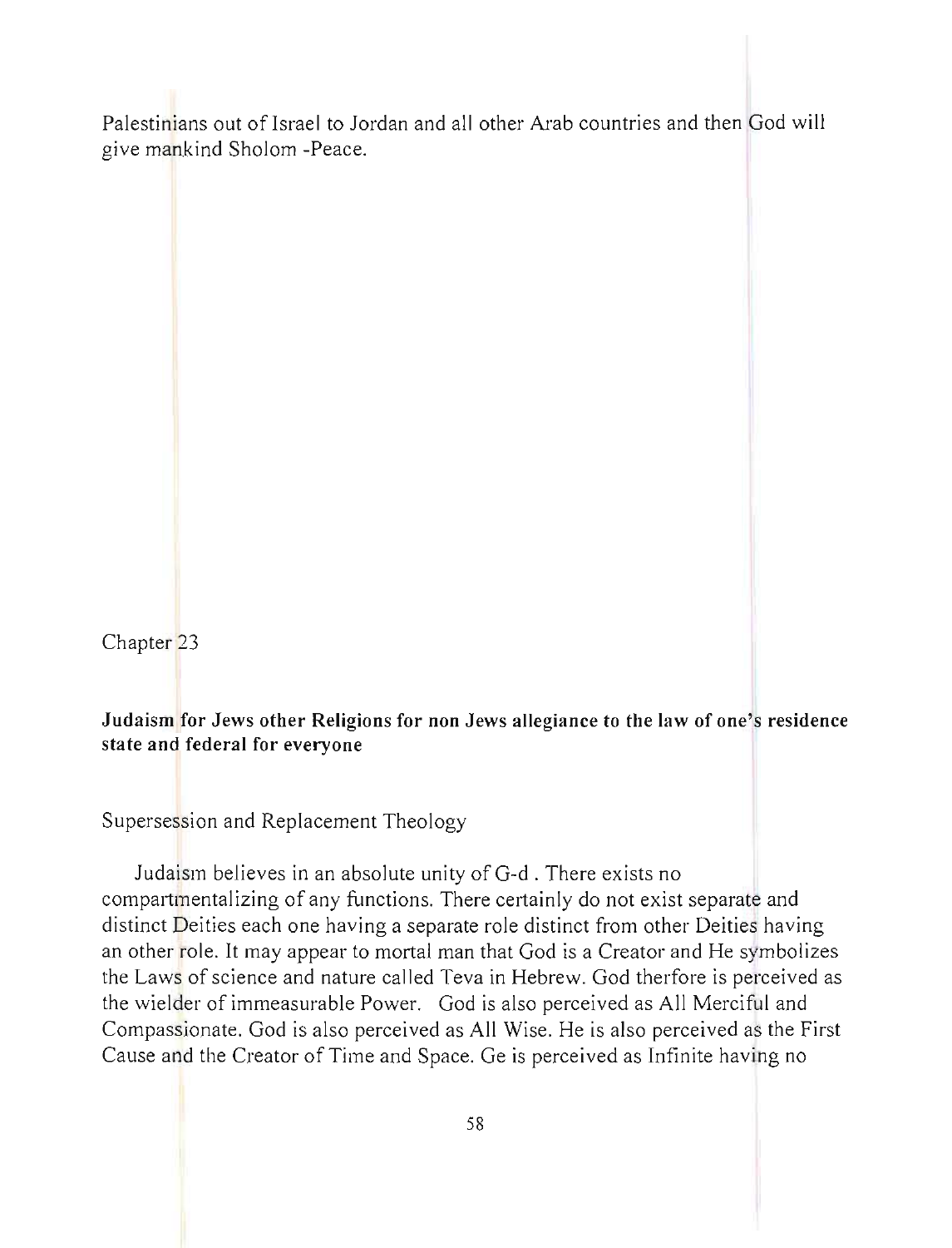Palestinians out of Israel to Jordan and all other Arab countries and then God will give mankind Sholom -Peace.

Chapter 23

**Judaism for Jews other Religions for non Jews allegiance to the law of one's residence state and federal for everyone**

Supersession and Replacement Theology

Judaism believes in an absolute unity of G-d . There exists no compartmentalizing of any functions. There certainly do not exist separate and distinct Deities each one having a separate role distinct from other Deities having an other role. It may appear to mortal man that God is a Creator and He symbolizes the Laws of science and nature called Teva in Hebrew. God therfore is perceived as the wielder of immeasurable Power. God is also perceived as All Merciful and Compassionate. God is also perceived as All Wise. He is also perceived as the First Cause and the Creator of Time and Space. Ge is perceived as Infinite having no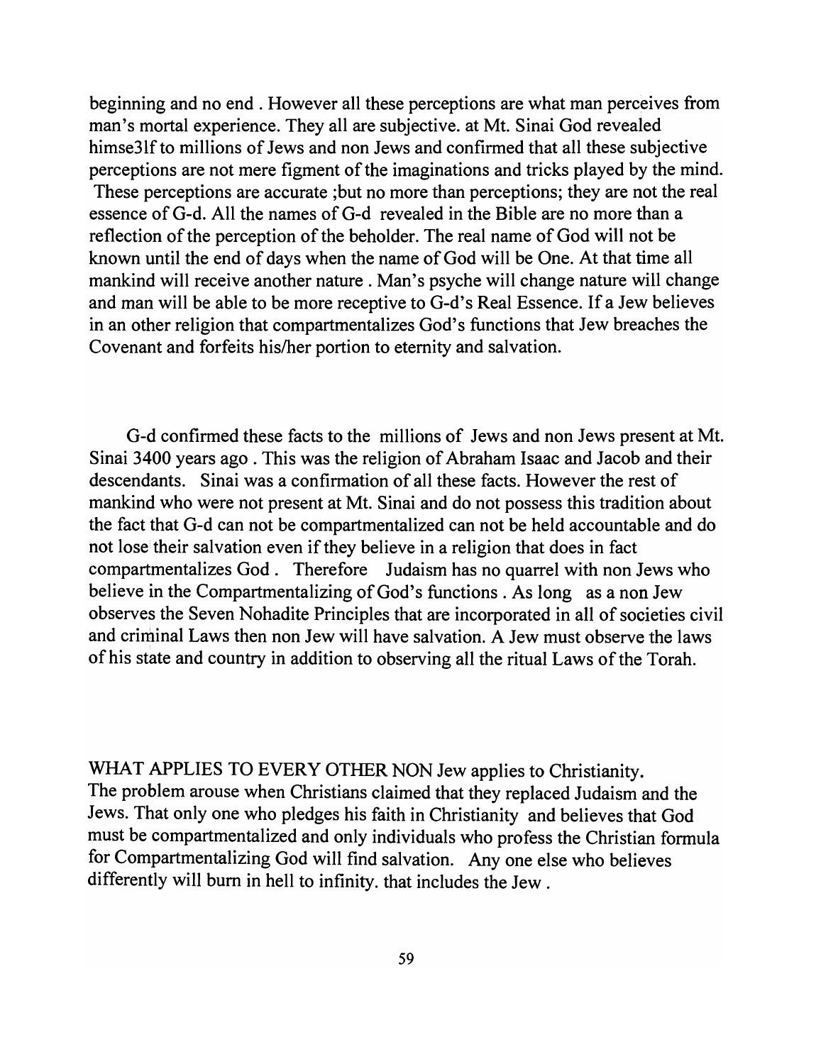beginning and no end . However all these perceptions are what man perceives from man's mortal experience. They all are subjective. at Mt. Sinai God revealed himse3lf to millions of Jews and non Jews and confirmed that all these subjective perceptions are not mere figment of the imaginations and tricks played by the mind. These perceptions are accurate ;but no more than perceptions; they are not the real essence of G-d. All the names of G-d revealed in the Bible are no more than a reflection of the perception of the beholder. The real name of God will not be known until the end of days when the name of God will be One. At that time all mankind will receive another nature . Man's psyche will change nature will change and man will be able to be more receptive to G-d's Real Essence. If a Jew believes in an other religion that compartmentalizes God's functions that Jew breaches the Covenant and forfeits his/her portion to eternity and salvation.

G-d confirmed these facts to the millions of Jews and non Jews present at Mt. Sinai 3400 years ago . This was the religion of Abraham Isaac and Jacob and their descendants. Sinai was a confirmation of all these facts. However the rest of mankind who were not present at Mt. Sinai and do not possess this tradition about the fact that G-d can not be compartmentalized can not be held accountable and do not lose their salvation even if they believe in a religion that does in fact compartmentalizes God . Therefore Judaism has no quarrel with non Jews who believe in the Compartmentalizing of God's functions . As long as a non Jew observes the Seven Nohadite Principles that are incorporated in all of societies civil and criminal Laws then non Jew will have salvation. A Jew must observe the laws of his state and country in addition to observing all the ritual Laws of the Torah.

WHAT APPLIES TO EVERY OTHER NON Jew applies to Christianity.
The problem arouse when Christians claimed that they replaced Judaism and the Jews. That only one who pledges his faith in Christianity and believes that God must be compartmentalized and only individuals who profess the Christian formula for Compartmentalizing God will find salvation. Any one else who believes differently will burn in hell to infinity. that includes the Jew .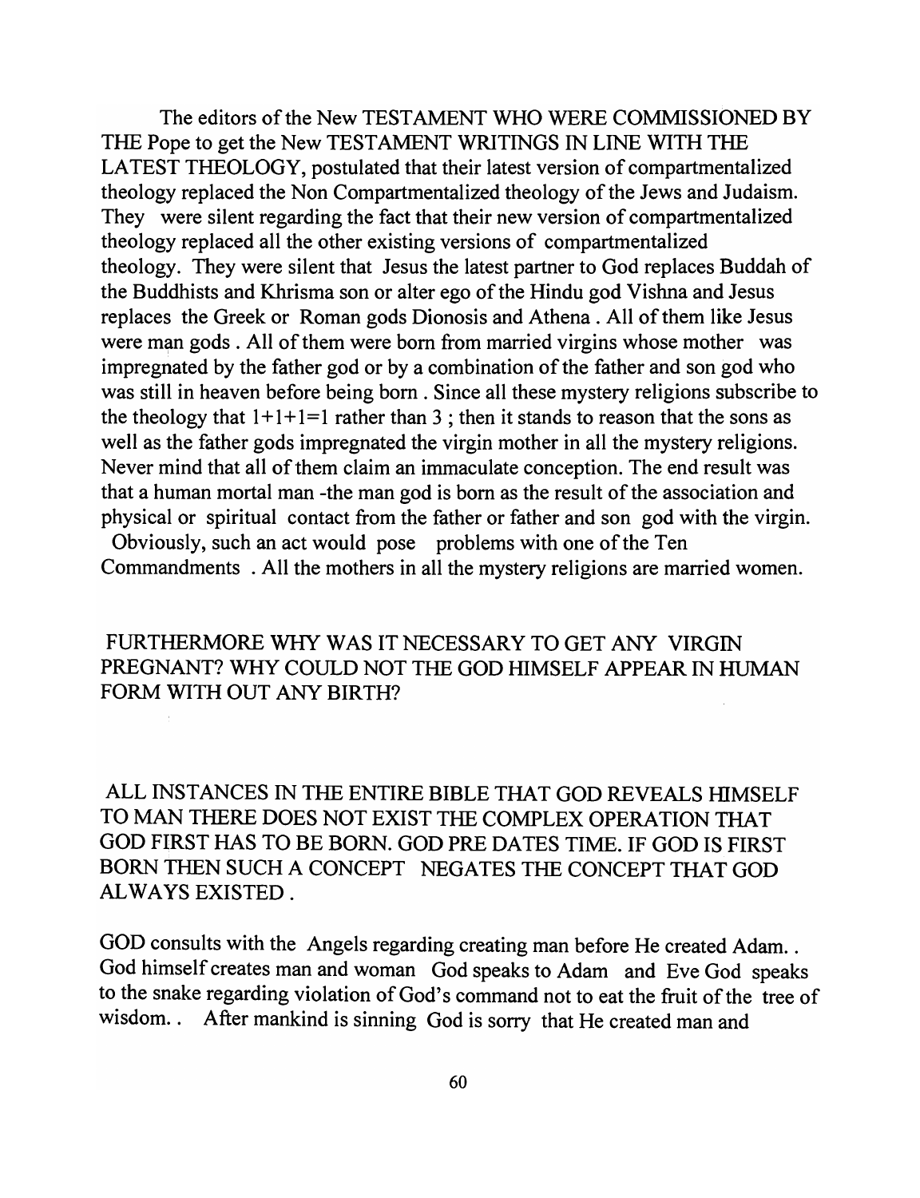The editors of the New TESTAMENT WHO WERE COMMISSIONED BY THE Pope to get the New TESTAMENT WRITINGS IN LINE WITH THE LATEST THEOLOGY, postulated that their latest version of compartmentalized theology replaced the Non Compartmentalized theology of the Jews and Judaism. They were silent regarding the fact that their new version of compartmentalized theology replaced all the other existing versions of compartmentalized theology. They were silent that Jesus the latest partner to God replaces Buddah of the Buddhists and Khrisma son or alter ego of the Hindu god Vishna and Jesus replaces the Greek or Roman gods Dionosis and Athena . All of them like Jesus were man gods . All of them were born from married virgins whose mother was impregnated by the father god or by a combination of the father and son god who was still in heaven before being born . Since all these mystery religions subscribe to the theology that 1+1+1=1 rather than 3 ; then it stands to reason that the sons as well as the father gods impregnated the virgin mother in all the mystery religions. Never mind that all of them claim an immaculate conception. The end result was that a human mortal man -the man god is born as the result of the association and physical or spiritual contact from the father or father and son god with the virgin. Obviously, such an act would pose problems with one of the Ten Commandments . All the mothers in all the mystery religions are married women.

FURTHERMORE WHY WAS IT NECESSARY TO GET ANY VIRGIN PREGNANT? WHY COULD NOT THE GOD HIMSELF APPEAR IN HUMAN FORM WITH OUT ANY BIRTH?

ALL INSTANCES IN THE ENTIRE BIBLE THAT GOD REVEALS HIMSELF TO MAN THERE DOES NOT EXIST THE COMPLEX OPERATION THAT GOD FIRST HAS TO BE BORN. GOD PRE DATES TIME. IF GOD IS FIRST BORN THEN SUCH A CONCEPT NEGATES THE CONCEPT THAT GOD ALWAYS EXISTED .

GOD consults with the Angels regarding creating man before He created Adam. . God himself creates man and woman God speaks to Adam and Eve God speaks to the snake regarding violation of God's command not to eat the fruit of the tree of wisdom. . After mankind is sinning God is sorry that He created man and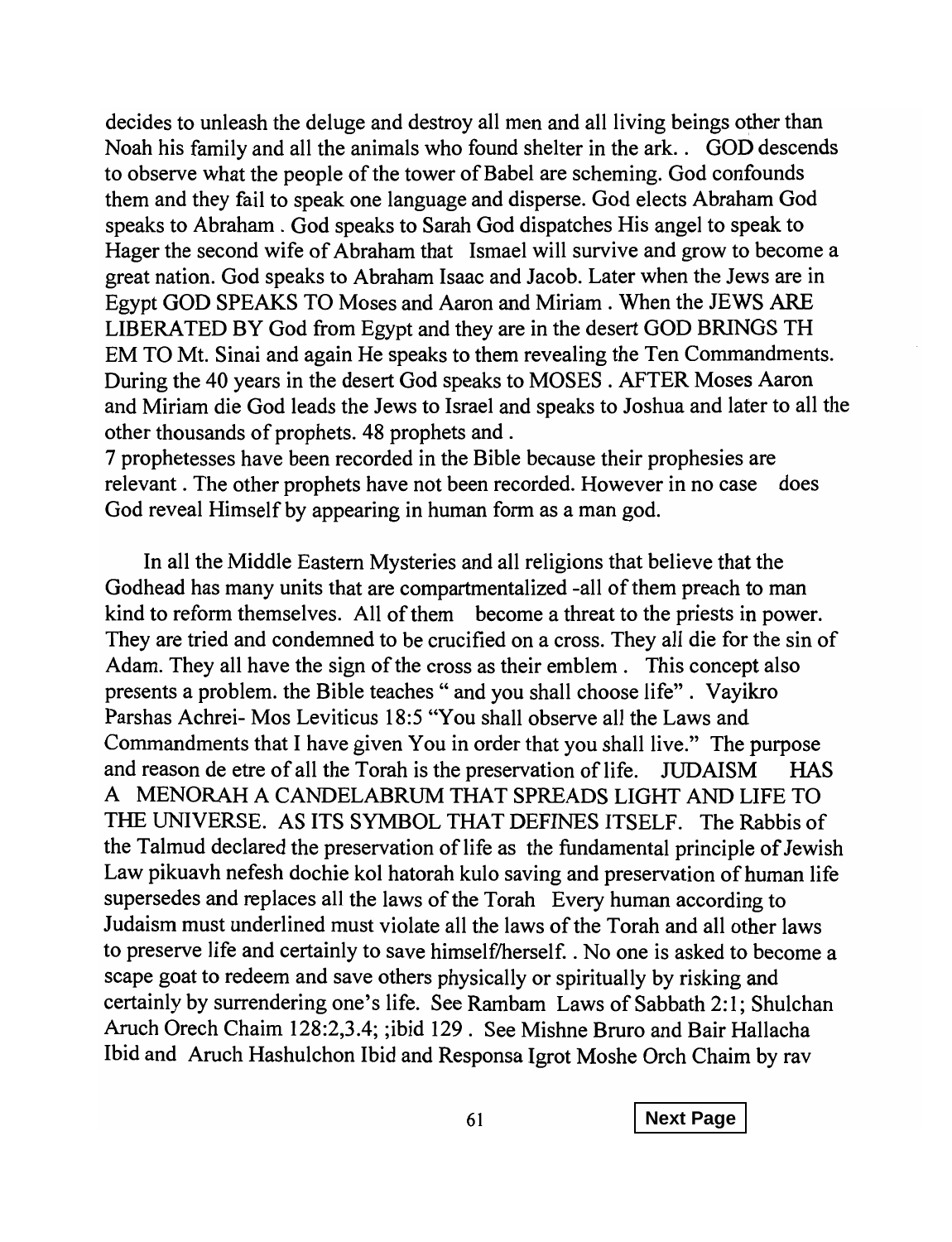decides to unleash the deluge and destroy all men and all living beings other than Noah his family and all the animals who found shelter in the ark. . GOD descends to observe what the people of the tower of Babel are scheming. God confounds them and they fail to speak one language and disperse. God elects Abraham God speaks to Abraham . God speaks to Sarah God dispatches His angel to speak to Hager the second wife of Abraham that Ismael will survive and grow to become a great nation. God speaks to Abraham Isaac and Jacob. Later when the Jews are in Egypt GOD SPEAKS TO Moses and Aaron and Miriam . When the JEWS ARE LIBERATED BY God from Egypt and they are in the desert GOD BRINGS TH EM TO Mt. Sinai and again He speaks to them revealing the Ten Commandments. During the 40 years in the desert God speaks to MOSES . AFTER Moses Aaron and Miriam die God leads the Jews to Israel and speaks to Joshua and later to all the other thousands of prophets. 48 prophets and .
7 prophetesses have been recorded in the Bible because their prophesies are relevant . The other prophets have not been recorded. However in no case does God reveal Himself by appearing in human form as a man god.

In all the Middle Eastern Mysteries and all religions that believe that the Godhead has many units that are compartmentalized -all of them preach to man kind to reform themselves. All of them become a threat to the priests in power. They are tried and condemned to be crucified on a cross. They all die for the sin of Adam. They all have the sign of the cross as their emblem . This concept also presents a problem. the Bible teaches " and you shall choose life" . Vayikro Parshas Achrei- Mos Leviticus 18:5 "You shall observe all the Laws and Commandments that I have given You in order that you shall live." The purpose and reason de etre of all the Torah is the preservation of life. JUDAISM HAS A MENORAH A CANDELABRUM THAT SPREADS LIGHT AND LIFE TO THE UNIVERSE. AS ITS SYMBOL THAT DEFINES ITSELF. The Rabbis of the Talmud declared the preservation of life as the fundamental principle of Jewish Law pikuavh nefesh dochie kol hatorah kulo saving and preservation of human life supersedes and replaces all the laws of the Torah Every human according to Judaism must underlined must violate all the laws of the Torah and all other laws to preserve life and certainly to save himself/herself. . No one is asked to become a scape goat to redeem and save others physically or spiritually by risking and certainly by surrendering one's life. See Rambam Laws of Sabbath 2:1; Shulchan Aruch Orech Chaim 128:2,3.4; ;ibid 129 . See Mishne Bruro and Bair Hallacha Ibid and Aruch Hashulchon Ibid and Responsa Igrot Moshe Orch Chaim by rav

**Next Page**